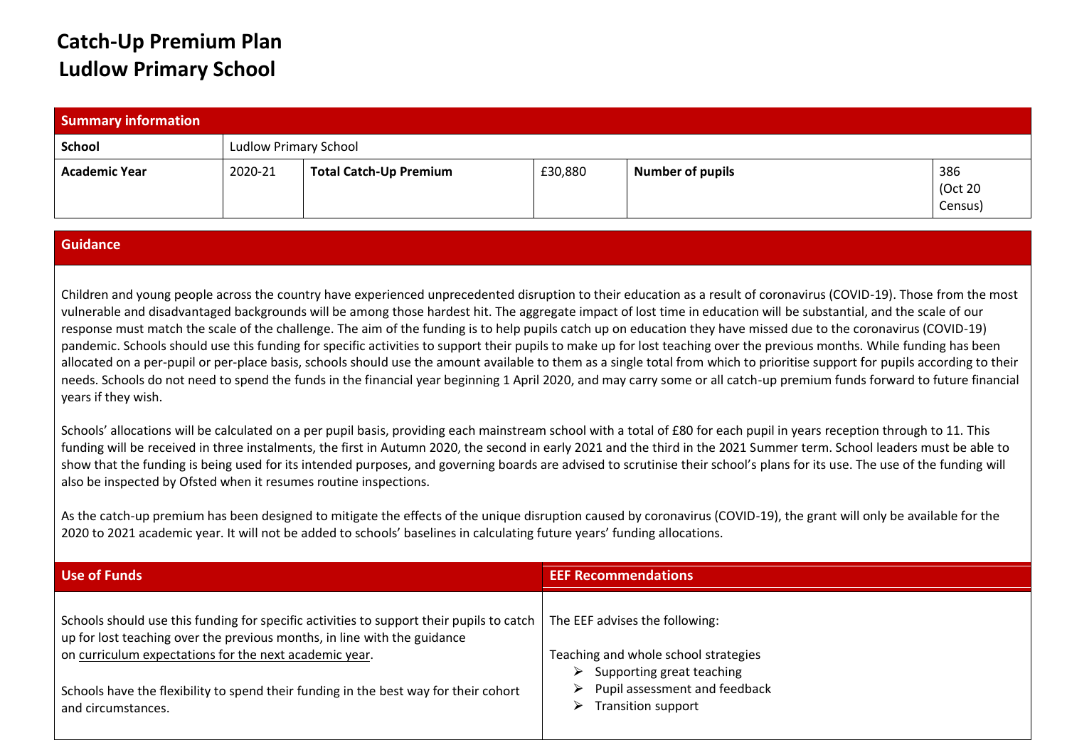# Catch-Up Premium Plan
# Ludlow Primary School

| Summary information | | | | | |
|---|---|---|---|---|---|
| **School** | Ludlow Primary School | | | | |
| **Academic Year** | 2020-21 | **Total Catch-Up Premium** | £30,880 | **Number of pupils** | 386 (Oct 20 Census) |

## Guidance

Children and young people across the country have experienced unprecedented disruption to their education as a result of coronavirus (COVID-19). Those from the most vulnerable and disadvantaged backgrounds will be among those hardest hit. The aggregate impact of lost time in education will be substantial, and the scale of our response must match the scale of the challenge. The aim of the funding is to help pupils catch up on education they have missed due to the coronavirus (COVID-19) pandemic. Schools should use this funding for specific activities to support their pupils to make up for lost teaching over the previous months. While funding has been allocated on a per-pupil or per-place basis, schools should use the amount available to them as a single total from which to prioritise support for pupils according to their needs. Schools do not need to spend the funds in the financial year beginning 1 April 2020, and may carry some or all catch-up premium funds forward to future financial years if they wish.

Schools' allocations will be calculated on a per pupil basis, providing each mainstream school with a total of £80 for each pupil in years reception through to 11. This funding will be received in three instalments, the first in Autumn 2020, the second in early 2021 and the third in the 2021 Summer term. School leaders must be able to show that the funding is being used for its intended purposes, and governing boards are advised to scrutinise their school's plans for its use. The use of the funding will also be inspected by Ofsted when it resumes routine inspections.

As the catch-up premium has been designed to mitigate the effects of the unique disruption caused by coronavirus (COVID-19), the grant will only be available for the 2020 to 2021 academic year. It will not be added to schools' baselines in calculating future years' funding allocations.

| Use of Funds | EEF Recommendations |
|---|---|
| Schools should use this funding for specific activities to support their pupils to catch up for lost teaching over the previous months, in line with the guidance on curriculum expectations for the next academic year.<br><br>Schools have the flexibility to spend their funding in the best way for their cohort and circumstances. | The EEF advises the following:<br><br>Teaching and whole school strategies<br>➢ Supporting great teaching<br>➢ Pupil assessment and feedback<br>➢ Transition support |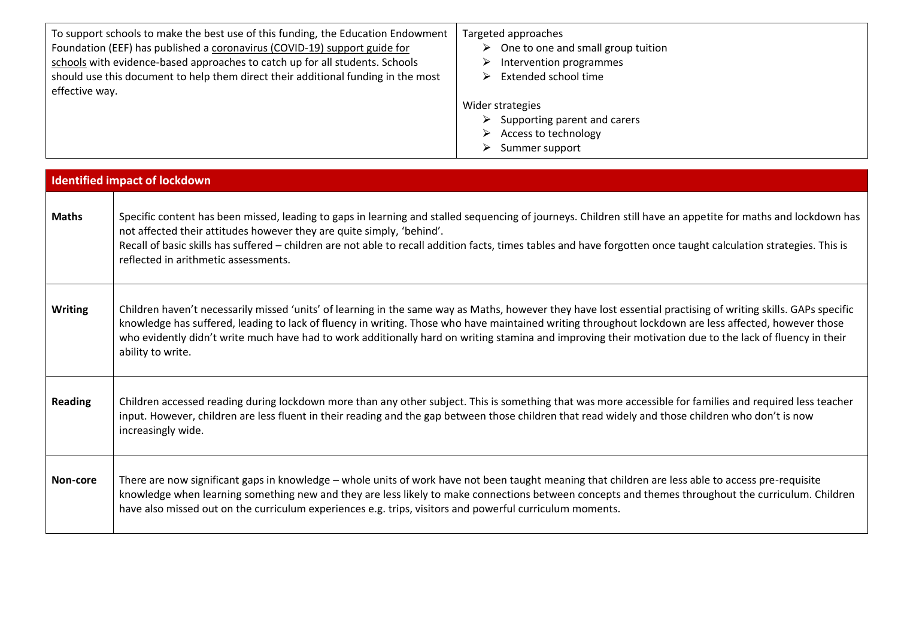| To support schools to make the best use of this funding, the Education Endowment Foundation (EEF) has published a coronavirus (COVID-19) support guide for schools with evidence-based approaches to catch up for all students. Schools should use this document to help them direct their additional funding in the most effective way. | Targeted approaches<br>➢ One to one and small group tuition<br>➢ Intervention programmes<br>➢ Extended school time<br><br>Wider strategies<br>➢ Supporting parent and carers<br>➢ Access to technology<br>➢ Summer support |
|---|---|

| **Identified impact of lockdown** | |
|---|---|
| **Maths** | Specific content has been missed, leading to gaps in learning and stalled sequencing of journeys. Children still have an appetite for maths and lockdown has not affected their attitudes however they are quite simply, 'behind'.<br>Recall of basic skills has suffered – children are not able to recall addition facts, times tables and have forgotten once taught calculation strategies. This is reflected in arithmetic assessments. |
| **Writing** | Children haven't necessarily missed 'units' of learning in the same way as Maths, however they have lost essential practising of writing skills. GAPs specific knowledge has suffered, leading to lack of fluency in writing. Those who have maintained writing throughout lockdown are less affected, however those who evidently didn't write much have had to work additionally hard on writing stamina and improving their motivation due to the lack of fluency in their ability to write. |
| **Reading** | Children accessed reading during lockdown more than any other subject. This is something that was more accessible for families and required less teacher input. However, children are less fluent in their reading and the gap between those children that read widely and those children who don't is now increasingly wide. |
| **Non-core** | There are now significant gaps in knowledge – whole units of work have not been taught meaning that children are less able to access pre-requisite knowledge when learning something new and they are less likely to make connections between concepts and themes throughout the curriculum. Children have also missed out on the curriculum experiences e.g. trips, visitors and powerful curriculum moments. |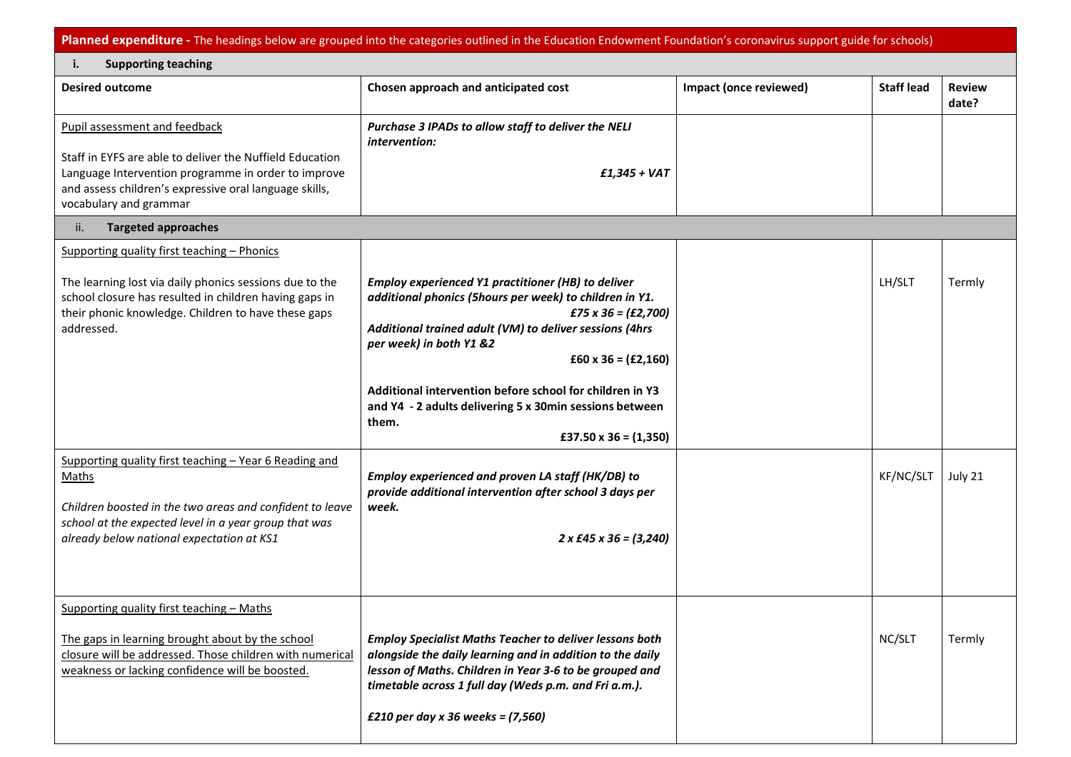| **Planned expenditure -** The headings below are grouped into the categories outlined in the Education Endowment Foundation's coronavirus support guide for schools) | | | | |
|---|---|---|---|---|
| **i. Supporting teaching** | | | | |
| **Desired outcome** | **Chosen approach and anticipated cost** | **Impact (once reviewed)** | **Staff lead** | **Review date?** |
| Pupil assessment and feedback<br><br>Staff in EYFS are able to deliver the Nuffield Education Language Intervention programme in order to improve and assess children's expressive oral language skills, vocabulary and grammar | ***Purchase 3 IPADs to allow staff to deliver the NELI intervention:***<br><br>***£1,345 + VAT*** | | | |
| **ii. Targeted approaches** | | | | |
| Supporting quality first teaching – Phonics<br><br>The learning lost via daily phonics sessions due to the school closure has resulted in children having gaps in their phonic knowledge. Children to have these gaps addressed. | ***Employ experienced Y1 practitioner (HB) to deliver additional phonics (5hours per week) to children in Y1.***<br>***£75 x 36 = (£2,700)***<br>***Additional trained adult (VM) to deliver sessions (4hrs per week) in both Y1 &2***<br>**£60 x 36 = (£2,160)**<br><br>**Additional intervention before school for children in Y3 and Y4 - 2 adults delivering 5 x 30min sessions between them.**<br>**£37.50 x 36 = (1,350)** | | LH/SLT | Termly |
| Supporting quality first teaching – Year 6 Reading and Maths<br><br>*Children boosted in the two areas and confident to leave school at the expected level in a year group that was already below national expectation at KS1* | ***Employ experienced and proven LA staff (HK/DB) to provide additional intervention after school 3 days per week.***<br><br>***2 x £45 x 36 = (3,240)*** | | KF/NC/SLT | July 21 |
| Supporting quality first teaching – Maths<br><br>The gaps in learning brought about by the school closure will be addressed. Those children with numerical weakness or lacking confidence will be boosted. | ***Employ Specialist Maths Teacher to deliver lessons both alongside the daily learning and in addition to the daily lesson of Maths. Children in Year 3-6 to be grouped and timetable across 1 full day (Weds p.m. and Fri a.m.).***<br><br>***£210 per day x 36 weeks = (7,560)*** | | NC/SLT | Termly |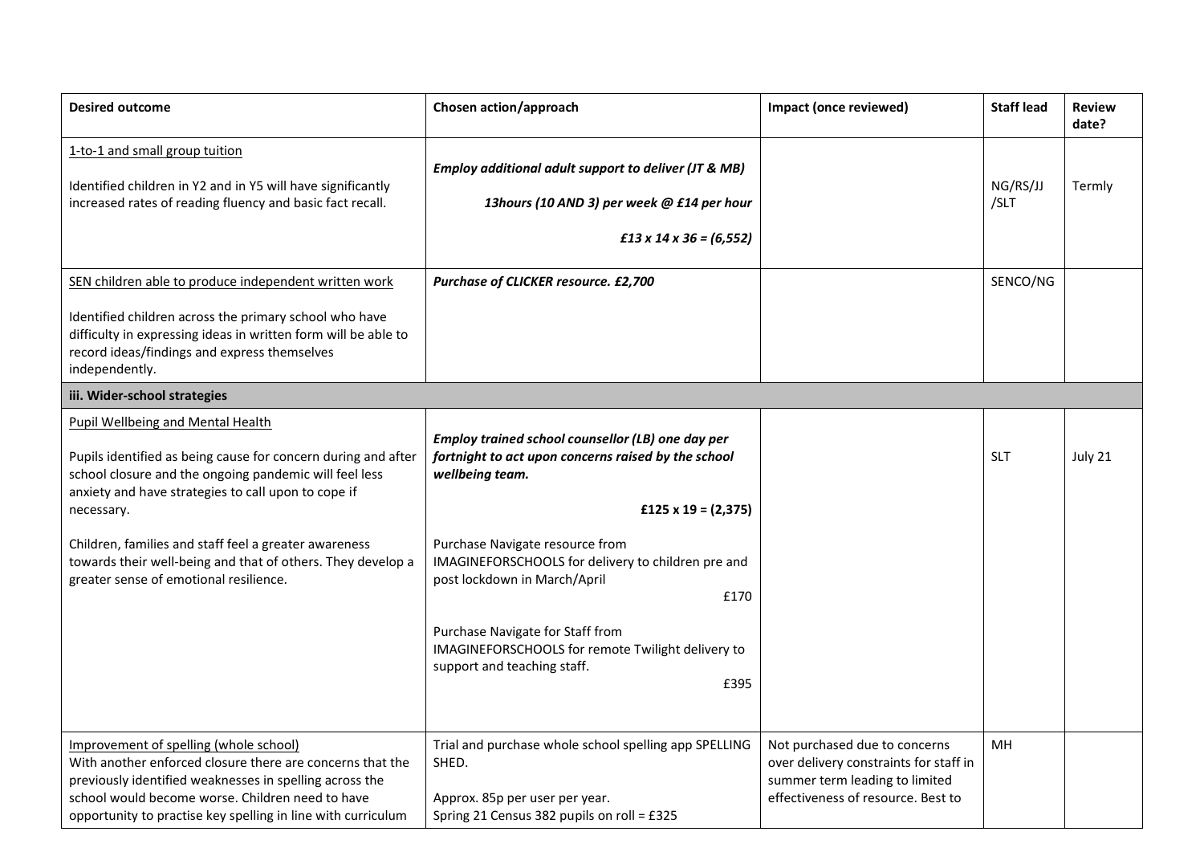| **Desired outcome** | **Chosen action/approach** | **Impact (once reviewed)** | **Staff lead** | **Review date?** |
|---|---|---|---|---|
| 1-to-1 and small group tuition<br><br>Identified children in Y2 and in Y5 will have significantly increased rates of reading fluency and basic fact recall. | ***Employ additional adult support to deliver (JT & MB)***<br><br>***13hours (10 AND 3) per week @ £14 per hour***<br><br>***£13 x 14 x 36 = (6,552)*** | | NG/RS/JJ /SLT | Termly |
| SEN children able to produce independent written work<br><br>Identified children across the primary school who have difficulty in expressing ideas in written form will be able to record ideas/findings and express themselves independently. | ***Purchase of CLICKER resource. £2,700*** | | SENCO/NG | |
| **iii. Wider-school strategies** | | | | |
| Pupil Wellbeing and Mental Health<br><br>Pupils identified as being cause for concern during and after school closure and the ongoing pandemic will feel less anxiety and have strategies to call upon to cope if necessary.<br><br>Children, families and staff feel a greater awareness towards their well-being and that of others. They develop a greater sense of emotional resilience. | ***Employ trained school counsellor (LB) one day per fortnight to act upon concerns raised by the school wellbeing team.***<br><br>**£125 x 19 = (2,375)**<br><br>Purchase Navigate resource from IMAGINEFORSCHOOLS for delivery to children pre and post lockdown in March/April<br>£170<br><br>Purchase Navigate for Staff from IMAGINEFORSCHOOLS for remote Twilight delivery to support and teaching staff.<br>£395 | | SLT | July 21 |
| Improvement of spelling (whole school)<br>With another enforced closure there are concerns that the previously identified weaknesses in spelling across the school would become worse. Children need to have opportunity to practise key spelling in line with curriculum | Trial and purchase whole school spelling app SPELLING SHED.<br><br>Approx. 85p per user per year.<br>Spring 21 Census 382 pupils on roll = £325 | Not purchased due to concerns over delivery constraints for staff in summer term leading to limited effectiveness of resource. Best to | MH | |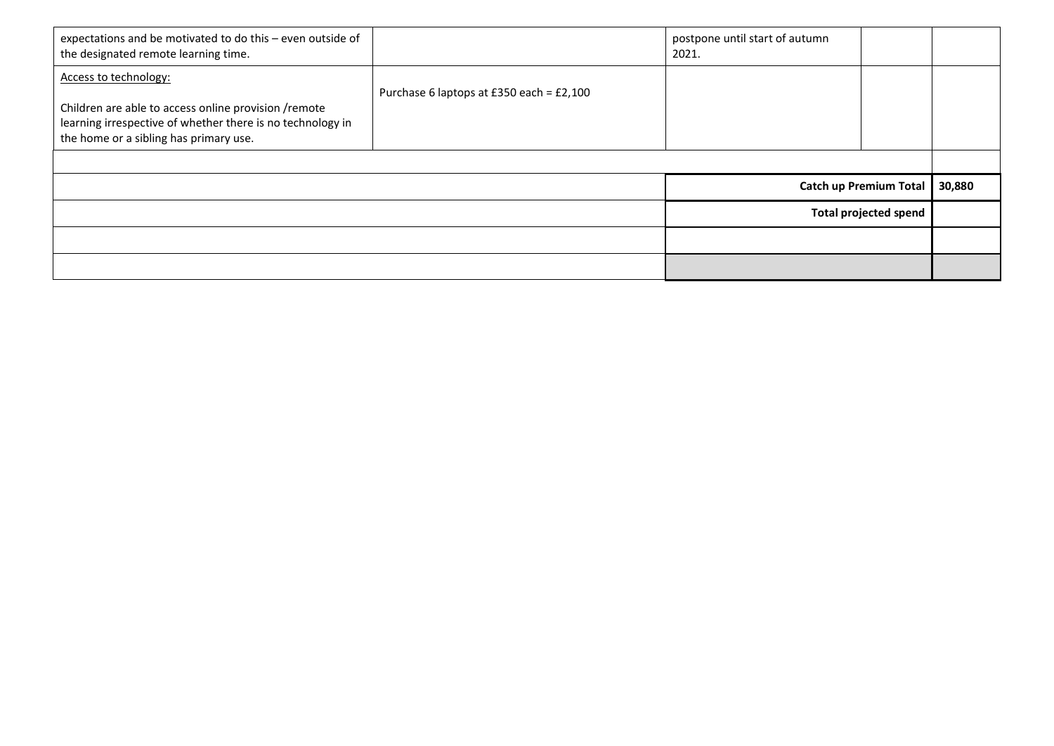| | | | | |
|---|---|---|---|---|
| expectations and be motivated to do this – even outside of the designated remote learning time. | | postpone until start of autumn 2021. | | |
| Access to technology:<br><br>Children are able to access online provision /remote learning irrespective of whether there is no technology in the home or a sibling has primary use. | Purchase 6 laptops at £350 each = £2,100 | | | |
| | | | | |
| | | **Catch up Premium Total** | | **30,880** |
| | | **Total projected spend** | | |
| | | | | |
| | | | | |